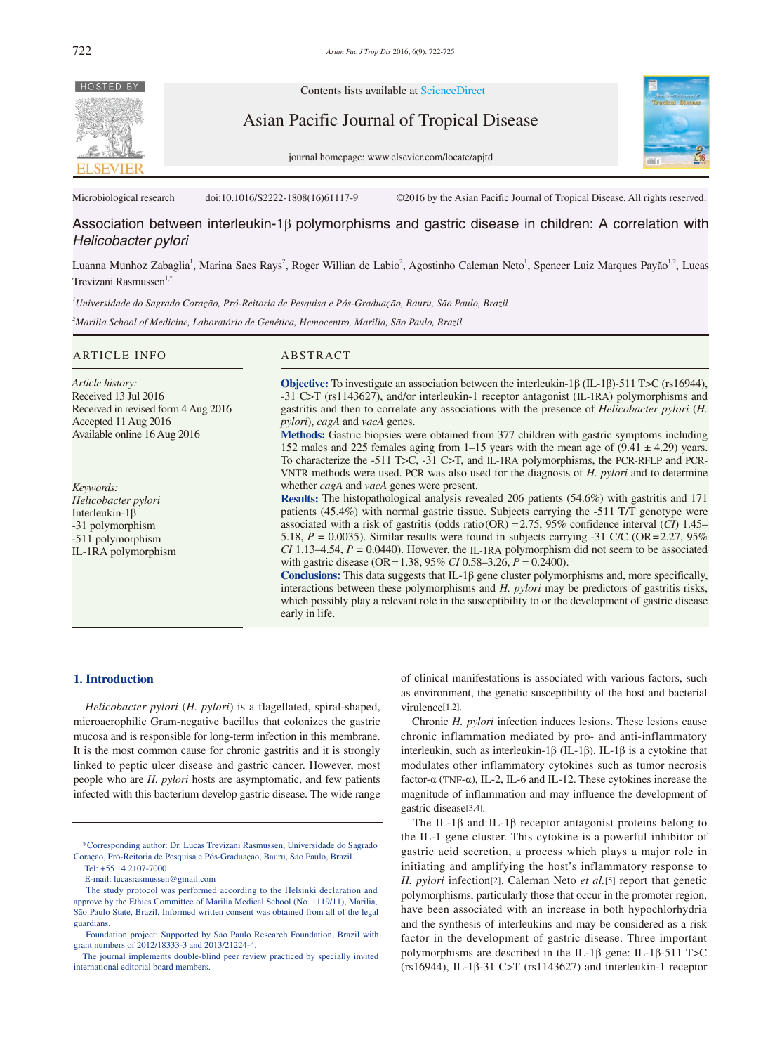Microbiological research doi:10.1016/S2222-1808(16)61117-9 ©2016 by the Asian Pacific Journal of Tropical Disease. All rights reserved.

# Association between interleukin-1β polymorphisms and gastric disease in children: A correlation with *Helicobacter pylori*

Luanna Munhoz Zabaglia[1], Marina Saes Rays[2], Roger Willian de Labio[2], Agostinho Caleman Neto[1], Spencer Luiz Marques Payão[1,2], Lucas Trevizani Rasmussen[1,*]

[1]*Universidade do Sagrado Coração, Pró-Reitoria de Pesquisa e Pós-Graduação, Bauru, São Paulo, Brazil*

[2]*Marilia School of Medicine, Laboratório de Genética, Hemocentro, Marilia, São Paulo, Brazil*

## ARTICLE INFO

*Article history:*
Received 13 Jul 2016
Received in revised form 4 Aug 2016
Accepted 11 Aug 2016
Available online 16 Aug 2016

*Keywords:*
*Helicobacter pylori*
Interleukin-1β
-31 polymorphism
-511 polymorphism
IL-1RA polymorphism

## ABSTRACT

**Objective:** To investigate an association between the interleukin-1β (IL-1β)-511 T>C (rs16944), -31 C>T (rs1143627), and/or interleukin-1 receptor antagonist (IL-1RA) polymorphisms and gastritis and then to correlate any associations with the presence of *Helicobacter pylori* (*H. pylori*), *cagA* and *vacA* genes.

**Methods:** Gastric biopsies were obtained from 377 children with gastric symptoms including 152 males and 225 females aging from 1–15 years with the mean age of (9.41 ± 4.29) years. To characterize the -511 T>C, -31 C>T, and IL-1RA polymorphisms, the PCR-RFLP and PCR-VNTR methods were used. PCR was also used for the diagnosis of *H. pylori* and to determine whether *cagA* and *vacA* genes were present.

**Results:** The histopathological analysis revealed 206 patients (54.6%) with gastritis and 171 patients (45.4%) with normal gastric tissue. Subjects carrying the -511 T/T genotype were associated with a risk of gastritis (odds ratio (OR) = 2.75, 95% confidence interval (*CI*) 1.45–5.18, *P* = 0.0035). Similar results were found in subjects carrying -31 C/C (OR = 2.27, 95% *CI* 1.13–4.54, *P* = 0.0440). However, the IL-1RA polymorphism did not seem to be associated with gastric disease (OR = 1.38, 95% *CI* 0.58–3.26, *P* = 0.2400).

**Conclusions:** This data suggests that IL-1β gene cluster polymorphisms and, more specifically, interactions between these polymorphisms and *H. pylori* may be predictors of gastritis risks, which possibly play a relevant role in the susceptibility to or the development of gastric disease early in life.

## 1. Introduction

*Helicobacter pylori* (*H. pylori*) is a flagellated, spiral-shaped, microaerophilic Gram-negative bacillus that colonizes the gastric mucosa and is responsible for long-term infection in this membrane. It is the most common cause for chronic gastritis and it is strongly linked to peptic ulcer disease and gastric cancer. However, most people who are *H. pylori* hosts are asymptomatic, and few patients infected with this bacterium develop gastric disease. The wide range of clinical manifestations is associated with various factors, such as environment, the genetic susceptibility of the host and bacterial virulence[1,2].

Chronic *H. pylori* infection induces lesions. These lesions cause chronic inflammation mediated by pro- and anti-inflammatory interleukin, such as interleukin-1β (IL-1β). IL-1β is a cytokine that modulates other inflammatory cytokines such as tumor necrosis factor-α (TNF-α), IL-2, IL-6 and IL-12. These cytokines increase the magnitude of inflammation and may influence the development of gastric disease[3,4].

The IL-1β and IL-1β receptor antagonist proteins belong to the IL-1 gene cluster. This cytokine is a powerful inhibitor of gastric acid secretion, a process which plays a major role in initiating and amplifying the host's inflammatory response to *H. pylori* infection[2]. Caleman Neto *et al.*[5] report that genetic polymorphisms, particularly those that occur in the promoter region, have been associated with an increase in both hypochlorhydria and the synthesis of interleukins and may be considered as a risk factor in the development of gastric disease. Three important polymorphisms are described in the IL-1β gene: IL-1β-511 T>C (rs16944), IL-1β-31 C>T (rs1143627) and interleukin-1 receptor

---

\*Corresponding author: Dr. Lucas Trevizani Rasmussen, Universidade do Sagrado Coração, Pró-Reitoria de Pesquisa e Pós-Graduação, Bauru, São Paulo, Brazil.
Tel: +55 14 2107-7000
E-mail: lucasrasmussen@gmail.com

The study protocol was performed according to the Helsinki declaration and approve by the Ethics Committee of Marilia Medical School (No. 1119/11), Marilia, São Paulo State, Brazil. Informed written consent was obtained from all of the legal guardians.

Foundation project: Supported by São Paulo Research Foundation, Brazil with grant numbers of 2012/18333-3 and 2013/21224-4.

The journal implements double-blind peer review practiced by specially invited international editorial board members.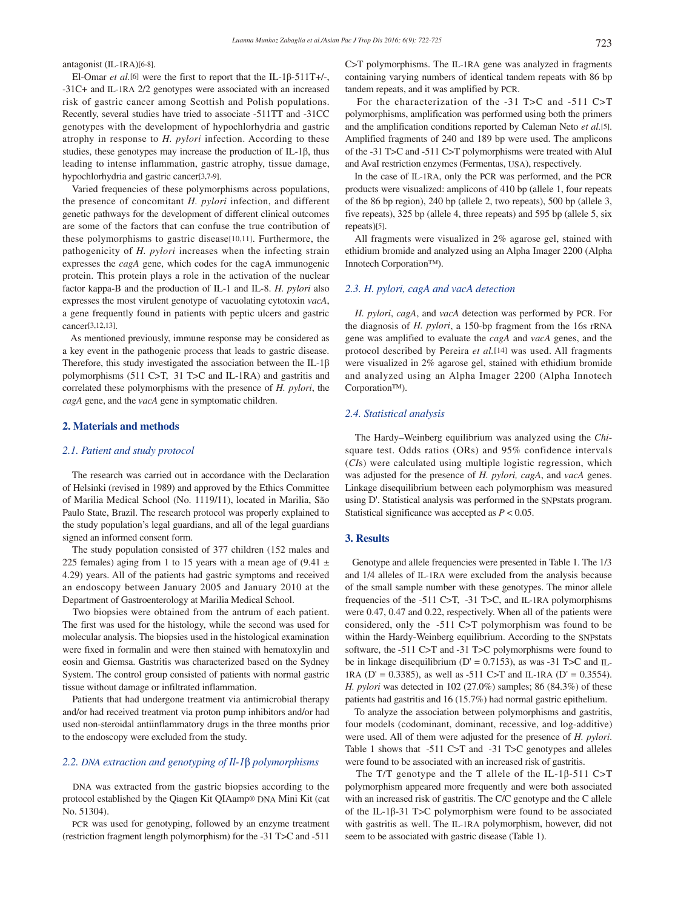antagonist (IL-1RA)[6-8].

El-Omar *et al.*[6] were the first to report that the IL-1β-511T+/-, -31C+ and IL-1RA 2/2 genotypes were associated with an increased risk of gastric cancer among Scottish and Polish populations. Recently, several studies have tried to associate -511TT and -31CC genotypes with the development of hypochlorhydria and gastric atrophy in response to *H. pylori* infection. According to these studies, these genotypes may increase the production of IL-1β, thus leading to intense inflammation, gastric atrophy, tissue damage, hypochlorhydria and gastric cancer[3,7-9].

Varied frequencies of these polymorphisms across populations, the presence of concomitant *H. pylori* infection, and different genetic pathways for the development of different clinical outcomes are some of the factors that can confuse the true contribution of these polymorphisms to gastric disease[10,11]. Furthermore, the pathogenicity of *H. pylori* increases when the infecting strain expresses the *cagA* gene, which codes for the cagA immunogenic protein. This protein plays a role in the activation of the nuclear factor kappa-B and the production of IL-1 and IL-8. *H. pylori* also expresses the most virulent genotype of vacuolating cytotoxin *vacA*, a gene frequently found in patients with peptic ulcers and gastric cancer[3,12,13].

As mentioned previously, immune response may be considered as a key event in the pathogenic process that leads to gastric disease. Therefore, this study investigated the association between the IL-1β polymorphisms (511 C>T, 31 T>C and IL-1RA) and gastritis and correlated these polymorphisms with the presence of *H. pylori*, the *cagA* gene, and the *vacA* gene in symptomatic children.

## 2. Materials and methods

### 2.1. Patient and study protocol

The research was carried out in accordance with the Declaration of Helsinki (revised in 1989) and approved by the Ethics Committee of Marilia Medical School (No. 1119/11), located in Marilia, São Paulo State, Brazil. The research protocol was properly explained to the study population's legal guardians, and all of the legal guardians signed an informed consent form.

The study population consisted of 377 children (152 males and 225 females) aging from 1 to 15 years with a mean age of (9.41 ± 4.29) years. All of the patients had gastric symptoms and received an endoscopy between January 2005 and January 2010 at the Department of Gastroenterology at Marilia Medical School.

Two biopsies were obtained from the antrum of each patient. The first was used for the histology, while the second was used for molecular analysis. The biopsies used in the histological examination were fixed in formalin and were then stained with hematoxylin and eosin and Giemsa. Gastritis was characterized based on the Sydney System. The control group consisted of patients with normal gastric tissue without damage or infiltrated inflammation.

Patients that had undergone treatment via antimicrobial therapy and/or had received treatment via proton pump inhibitors and/or had used non-steroidal antiinflammatory drugs in the three months prior to the endoscopy were excluded from the study.

### 2.2. DNA extraction and genotyping of Il-1β polymorphisms

DNA was extracted from the gastric biopsies according to the protocol established by the Qiagen Kit QIAamp® DNA Mini Kit (cat No. 51304).

PCR was used for genotyping, followed by an enzyme treatment (restriction fragment length polymorphism) for the -31 T>C and -511 C>T polymorphisms. The IL-1RA gene was analyzed in fragments containing varying numbers of identical tandem repeats with 86 bp tandem repeats, and it was amplified by PCR.

For the characterization of the -31 T>C and -511 C>T polymorphisms, amplification was performed using both the primers and the amplification conditions reported by Caleman Neto *et al.*[5]. Amplified fragments of 240 and 189 bp were used. The amplicons of the -31 T>C and -511 C>T polymorphisms were treated with AluI and AvaI restriction enzymes (Fermentas, USA), respectively.

In the case of IL-1RA, only the PCR was performed, and the PCR products were visualized: amplicons of 410 bp (allele 1, four repeats of the 86 bp region), 240 bp (allele 2, two repeats), 500 bp (allele 3, five repeats), 325 bp (allele 4, three repeats) and 595 bp (allele 5, six repeats)[5].

All fragments were visualized in 2% agarose gel, stained with ethidium bromide and analyzed using an Alpha Imager 2200 (Alpha Innotech Corporation™).

### 2.3. H. pylori, cagA and vacA detection

*H. pylori*, *cagA*, and *vacA* detection was performed by PCR. For the diagnosis of *H. pylori*, a 150-bp fragment from the 16s rRNA gene was amplified to evaluate the *cagA* and *vacA* genes, and the protocol described by Pereira *et al.*[14] was used. All fragments were visualized in 2% agarose gel, stained with ethidium bromide and analyzed using an Alpha Imager 2200 (Alpha Innotech Corporation™).

### 2.4. Statistical analysis

The Hardy–Weinberg equilibrium was analyzed using the *Chi*-square test. Odds ratios (ORs) and 95% confidence intervals (*CI*s) were calculated using multiple logistic regression, which was adjusted for the presence of *H. pylori, cagA*, and *vacA* genes. Linkage disequilibrium between each polymorphism was measured using D'. Statistical analysis was performed in the SNPstats program. Statistical significance was accepted as $P < 0.05$.

## 3. Results

Genotype and allele frequencies were presented in Table 1. The 1/3 and 1/4 alleles of IL-1RA were excluded from the analysis because of the small sample number with these genotypes. The minor allele frequencies of the -511 C>T, -31 T>C, and IL-1RA polymorphisms were 0.47, 0.47 and 0.22, respectively. When all of the patients were considered, only the -511 C>T polymorphism was found to be within the Hardy-Weinberg equilibrium. According to the SNPstats software, the -511 C>T and -31 T>C polymorphisms were found to be in linkage disequilibrium (D' = 0.7153), as was -31 T>C and IL-1RA (D' = 0.3385), as well as -511 C>T and IL-1RA (D' = 0.3554). *H. pylori* was detected in 102 (27.0%) samples; 86 (84.3%) of these patients had gastritis and 16 (15.7%) had normal gastric epithelium.

To analyze the association between polymorphisms and gastritis, four models (codominant, dominant, recessive, and log-additive) were used. All of them were adjusted for the presence of *H. pylori*. Table 1 shows that -511 C>T and -31 T>C genotypes and alleles were found to be associated with an increased risk of gastritis.

The T/T genotype and the T allele of the IL-1β-511 C>T polymorphism appeared more frequently and were both associated with an increased risk of gastritis. The C/C genotype and the C allele of the IL-1β-31 T>C polymorphism were found to be associated with gastritis as well. The IL-1RA polymorphism, however, did not seem to be associated with gastric disease (Table 1).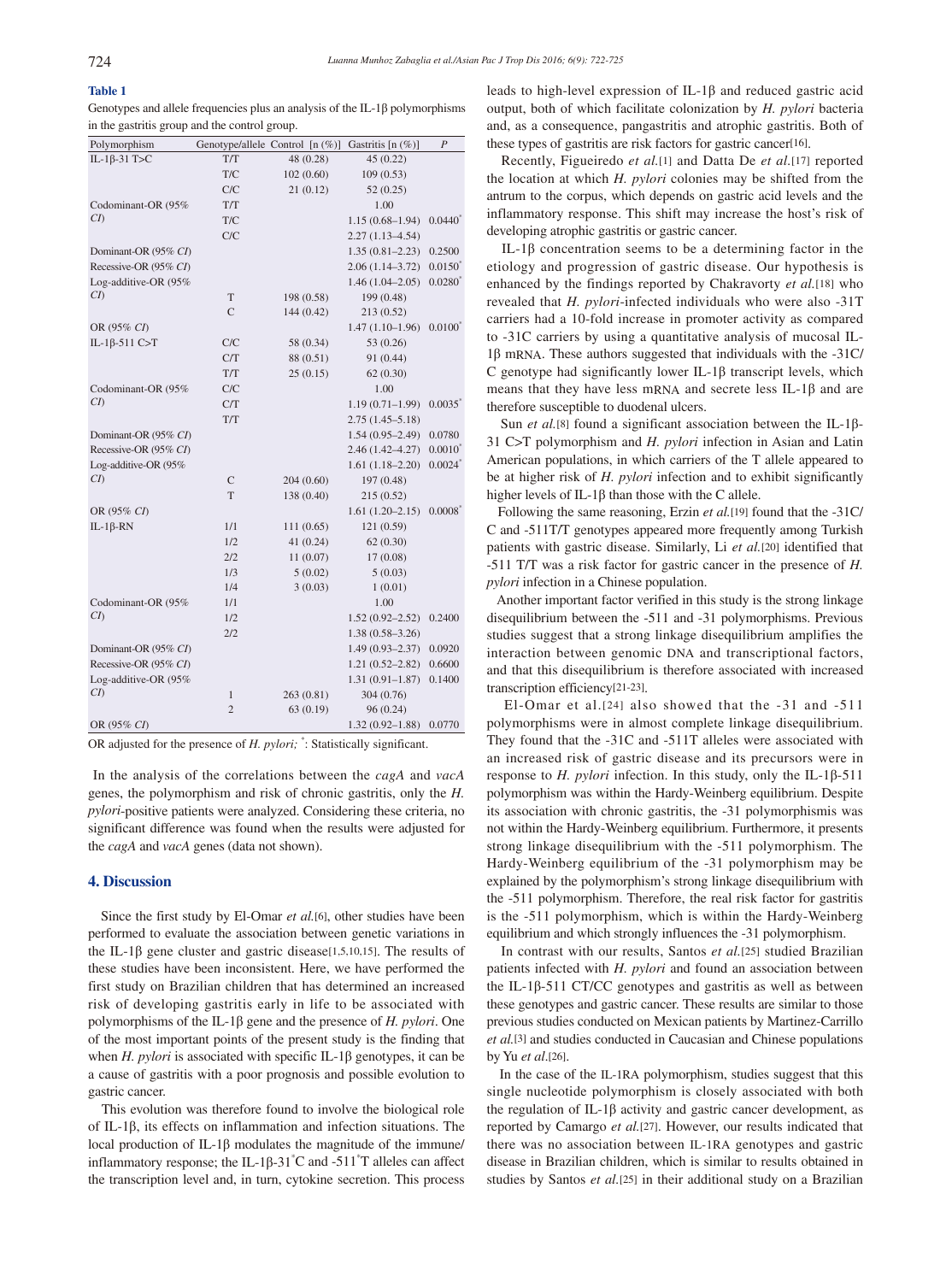**Table 1**

Genotypes and allele frequencies plus an analysis of the IL-1β polymorphisms in the gastritis group and the control group.

| Polymorphism | Genotype/allele | Control [n (%)] | Gastritis [n (%)] | *P* |
|---|---|---|---|---|
| IL-1β-31 T>C | T/T | 48 (0.28) | 45 (0.22) | |
| | T/C | 102 (0.60) | 109 (0.53) | |
| | C/C | 21 (0.12) | 52 (0.25) | |
| Codominant-OR (95% *CI*) | T/T | | 1.00 | |
| | T/C | | 1.15 (0.68–1.94) | 0.0440* |
| | C/C | | 2.27 (1.13–4.54) | |
| Dominant-OR (95% *CI*) | | | 1.35 (0.81–2.23) | 0.2500 |
| Recessive-OR (95% *CI*) | | | 2.06 (1.14–3.72) | 0.0150* |
| Log-additive-OR (95% *CI*) | | | 1.46 (1.04–2.05) | 0.0280* |
| | T | 198 (0.58) | 199 (0.48) | |
| | C | 144 (0.42) | 213 (0.52) | |
| OR (95% *CI*) | | | 1.47 (1.10–1.96) | 0.0100* |
| IL-1β-511 C>T | C/C | 58 (0.34) | 53 (0.26) | |
| | C/T | 88 (0.51) | 91 (0.44) | |
| | T/T | 25 (0.15) | 62 (0.30) | |
| Codominant-OR (95% *CI*) | C/C | | 1.00 | |
| | C/T | | 1.19 (0.71–1.99) | 0.0035* |
| | T/T | | 2.75 (1.45–5.18) | |
| Dominant-OR (95% *CI*) | | | 1.54 (0.95–2.49) | 0.0780 |
| Recessive-OR (95% *CI*) | | | 2.46 (1.42–4.27) | 0.0010* |
| Log-additive-OR (95% *CI*) | | | 1.61 (1.18–2.20) | 0.0024* |
| | C | 204 (0.60) | 197 (0.48) | |
| | T | 138 (0.40) | 215 (0.52) | |
| OR (95% *CI*) | | | 1.61 (1.20–2.15) | 0.0008* |
| IL-1β-RN | 1/1 | 111 (0.65) | 121 (0.59) | |
| | 1/2 | 41 (0.24) | 62 (0.30) | |
| | 2/2 | 11 (0.07) | 17 (0.08) | |
| | 1/3 | 5 (0.02) | 5 (0.03) | |
| | 1/4 | 3 (0.03) | 1 (0.01) | |
| Codominant-OR (95% *CI*) | 1/1 | | 1.00 | |
| | 1/2 | | 1.52 (0.92–2.52) | 0.2400 |
| | 2/2 | | 1.38 (0.58–3.26) | |
| Dominant-OR (95% *CI*) | | | 1.49 (0.93–2.37) | 0.0920 |
| Recessive-OR (95% *CI*) | | | 1.21 (0.52–2.82) | 0.6600 |
| Log-additive-OR (95% *CI*) | | | 1.31 (0.91–1.87) | 0.1400 |
| | 1 | 263 (0.81) | 304 (0.76) | |
| | 2 | 63 (0.19) | 96 (0.24) | |
| OR (95% *CI*) | | | 1.32 (0.92–1.88) | 0.0770 |

OR adjusted for the presence of *H. pylori;* *: Statistically significant.

In the analysis of the correlations between the *cagA* and *vacA* genes, the polymorphism and risk of chronic gastritis, only the *H. pylori*-positive patients were analyzed. Considering these criteria, no significant difference was found when the results were adjusted for the *cagA* and *vacA* genes (data not shown).

## 4. Discussion

Since the first study by El-Omar *et al.*[6], other studies have been performed to evaluate the association between genetic variations in the IL-1β gene cluster and gastric disease[1,5,10,15]. The results of these studies have been inconsistent. Here, we have performed the first study on Brazilian children that has determined an increased risk of developing gastritis early in life to be associated with polymorphisms of the IL-1β gene and the presence of *H. pylori*. One of the most important points of the present study is the finding that when *H. pylori* is associated with specific IL-1β genotypes, it can be a cause of gastritis with a poor prognosis and possible evolution to gastric cancer.

This evolution was therefore found to involve the biological role of IL-1β, its effects on inflammation and infection situations. The local production of IL-1β modulates the magnitude of the immune/inflammatory response; the IL-1β-31*C and -511*T alleles can affect the transcription level and, in turn, cytokine secretion. This process leads to high-level expression of IL-1β and reduced gastric acid output, both of which facilitate colonization by *H. pylori* bacteria and, as a consequence, pangastritis and atrophic gastritis. Both of these types of gastritis are risk factors for gastric cancer[16].

Recently, Figueiredo *et al.*[1] and Datta De *et al.*[17] reported the location at which *H. pylori* colonies may be shifted from the antrum to the corpus, which depends on gastric acid levels and the inflammatory response. This shift may increase the host's risk of developing atrophic gastritis or gastric cancer.

IL-1β concentration seems to be a determining factor in the etiology and progression of gastric disease. Our hypothesis is enhanced by the findings reported by Chakravorty *et al.*[18] who revealed that *H. pylori*-infected individuals who were also -31T carriers had a 10-fold increase in promoter activity as compared to -31C carriers by using a quantitative analysis of mucosal IL-1β mRNA. These authors suggested that individuals with the -31C/C genotype had significantly lower IL-1β transcript levels, which means that they have less mRNA and secrete less IL-1β and are therefore susceptible to duodenal ulcers.

Sun *et al.*[8] found a significant association between the IL-1β-31 C>T polymorphism and *H. pylori* infection in Asian and Latin American populations, in which carriers of the T allele appeared to be at higher risk of *H. pylori* infection and to exhibit significantly higher levels of IL-1β than those with the C allele.

Following the same reasoning, Erzin *et al.*[19] found that the -31C/C and -511T/T genotypes appeared more frequently among Turkish patients with gastric disease. Similarly, Li *et al.*[20] identified that -511 T/T was a risk factor for gastric cancer in the presence of *H. pylori* infection in a Chinese population.

Another important factor verified in this study is the strong linkage disequilibrium between the -511 and -31 polymorphisms. Previous studies suggest that a strong linkage disequilibrium amplifies the interaction between genomic DNA and transcriptional factors, and that this disequilibrium is therefore associated with increased transcription efficiency[21-23].

El-Omar et al.[24] also showed that the -31 and -511 polymorphisms were in almost complete linkage disequilibrium. They found that the -31C and -511T alleles were associated with an increased risk of gastric disease and its precursors were in response to *H. pylori* infection. In this study, only the IL-1β-511 polymorphism was within the Hardy-Weinberg equilibrium. Despite its association with chronic gastritis, the -31 polymorphismis was not within the Hardy-Weinberg equilibrium. Furthermore, it presents strong linkage disequilibrium with the -511 polymorphism. The Hardy-Weinberg equilibrium of the -31 polymorphism may be explained by the polymorphism's strong linkage disequilibrium with the -511 polymorphism. Therefore, the real risk factor for gastritis is the -511 polymorphism, which is within the Hardy-Weinberg equilibrium and which strongly influences the -31 polymorphism.

In contrast with our results, Santos *et al.*[25] studied Brazilian patients infected with *H. pylori* and found an association between the IL-1β-511 CT/CC genotypes and gastritis as well as between these genotypes and gastric cancer. These results are similar to those previous studies conducted on Mexican patients by Martinez-Carrillo *et al.*[3] and studies conducted in Caucasian and Chinese populations by Yu *et al.*[26].

In the case of the IL-1RA polymorphism, studies suggest that this single nucleotide polymorphism is closely associated with both the regulation of IL-1β activity and gastric cancer development, as reported by Camargo *et al.*[27]. However, our results indicated that there was no association between IL-1RA genotypes and gastric disease in Brazilian children, which is similar to results obtained in studies by Santos *et al.*[25] in their additional study on a Brazilian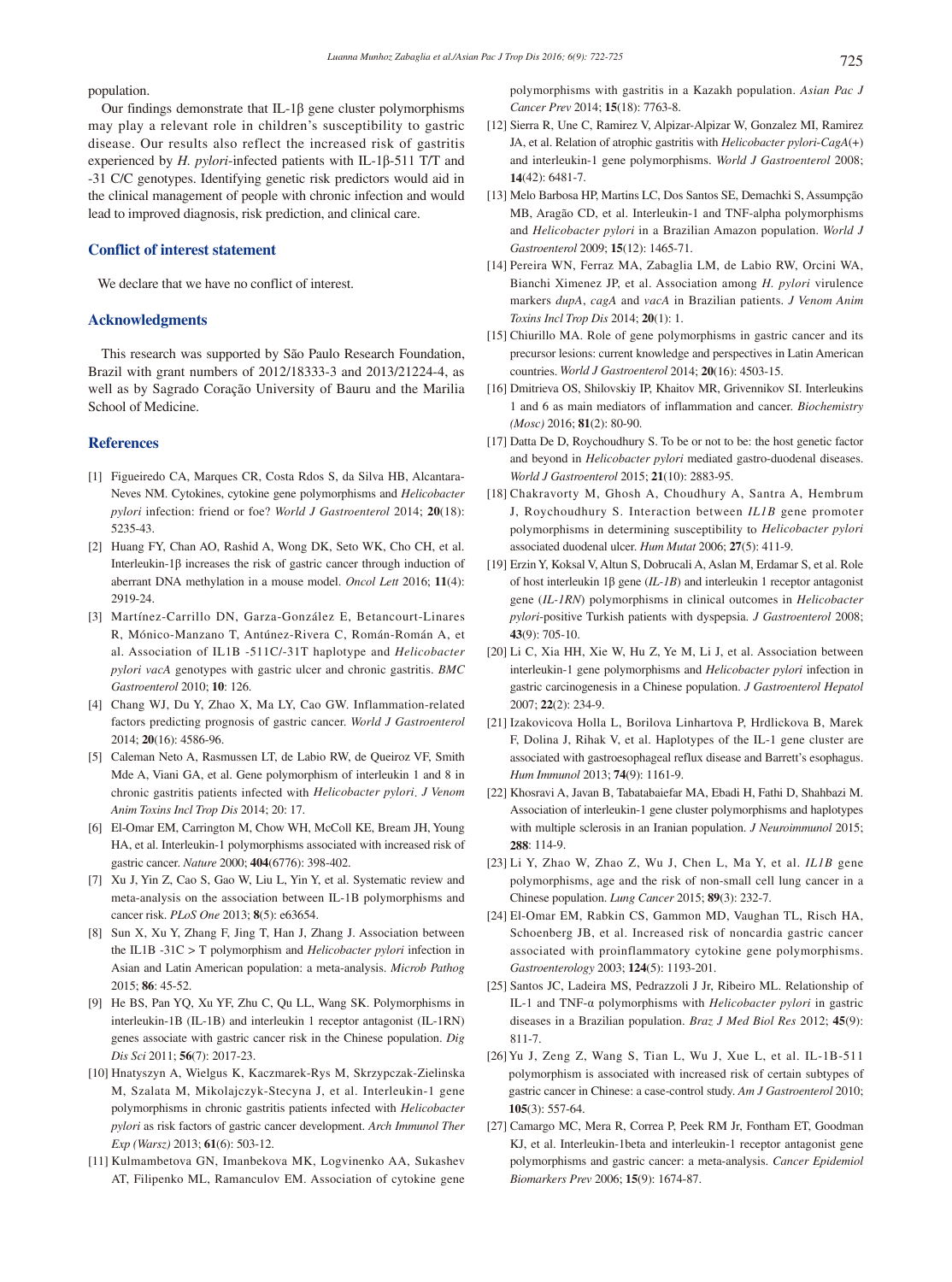population.

Our findings demonstrate that IL-1β gene cluster polymorphisms may play a relevant role in children's susceptibility to gastric disease. Our results also reflect the increased risk of gastritis experienced by *H. pylori*-infected patients with IL-1β-511 T/T and -31 C/C genotypes. Identifying genetic risk predictors would aid in the clinical management of people with chronic infection and would lead to improved diagnosis, risk prediction, and clinical care.

## Conflict of interest statement

We declare that we have no conflict of interest.

## Acknowledgments

This research was supported by São Paulo Research Foundation, Brazil with grant numbers of 2012/18333-3 and 2013/21224-4, as well as by Sagrado Coração University of Bauru and the Marilia School of Medicine.

## References

[1] Figueiredo CA, Marques CR, Costa Rdos S, da Silva HB, Alcantara-Neves NM. Cytokines, cytokine gene polymorphisms and *Helicobacter pylori* infection: friend or foe? *World J Gastroenterol* 2014; **20**(18): 5235-43.

[2] Huang FY, Chan AO, Rashid A, Wong DK, Seto WK, Cho CH, et al. Interleukin-1β increases the risk of gastric cancer through induction of aberrant DNA methylation in a mouse model. *Oncol Lett* 2016; **11**(4): 2919-24.

[3] Martínez-Carrillo DN, Garza-González E, Betancourt-Linares R, Mónico-Manzano T, Antúnez-Rivera C, Román-Román A, et al. Association of IL1B -511C/-31T haplotype and *Helicobacter pylori vacA* genotypes with gastric ulcer and chronic gastritis. *BMC Gastroenterol* 2010; **10**: 126.

[4] Chang WJ, Du Y, Zhao X, Ma LY, Cao GW. Inflammation-related factors predicting prognosis of gastric cancer. *World J Gastroenterol* 2014; **20**(16): 4586-96.

[5] Caleman Neto A, Rasmussen LT, de Labio RW, de Queiroz VF, Smith Mde A, Viani GA, et al. Gene polymorphism of interleukin 1 and 8 in chronic gastritis patients infected with *Helicobacter pylori*. *J Venom Anim Toxins Incl Trop Dis* 2014; 20: 17.

[6] El-Omar EM, Carrington M, Chow WH, McColl KE, Bream JH, Young HA, et al. Interleukin-1 polymorphisms associated with increased risk of gastric cancer. *Nature* 2000; **404**(6776): 398-402.

[7] Xu J, Yin Z, Cao S, Gao W, Liu L, Yin Y, et al. Systematic review and meta-analysis on the association between IL-1B polymorphisms and cancer risk. *PLoS One* 2013; **8**(5): e63654.

[8] Sun X, Xu Y, Zhang F, Jing T, Han J, Zhang J. Association between the IL1B -31C > T polymorphism and *Helicobacter pylori* infection in Asian and Latin American population: a meta-analysis. *Microb Pathog* 2015; **86**: 45-52.

[9] He BS, Pan YQ, Xu YF, Zhu C, Qu LL, Wang SK. Polymorphisms in interleukin-1B (IL-1B) and interleukin 1 receptor antagonist (IL-1RN) genes associate with gastric cancer risk in the Chinese population. *Dig Dis Sci* 2011; **56**(7): 2017-23.

[10] Hnatyszyn A, Wielgus K, Kaczmarek-Rys M, Skrzypczak-Zielinska M, Szalata M, Mikolajczyk-Stecyna J, et al. Interleukin-1 gene polymorphisms in chronic gastritis patients infected with *Helicobacter pylori* as risk factors of gastric cancer development. *Arch Immunol Ther Exp (Warsz)* 2013; **61**(6): 503-12.

[11] Kulmambetova GN, Imanbekova MK, Logvinenko AA, Sukashev AT, Filipenko ML, Ramanculov EM. Association of cytokine gene polymorphisms with gastritis in a Kazakh population. *Asian Pac J Cancer Prev* 2014; **15**(18): 7763-8.

[12] Sierra R, Une C, Ramirez V, Alpizar-Alpizar W, Gonzalez MI, Ramirez JA, et al. Relation of atrophic gastritis with *Helicobacter pylori-CagA*(+) and interleukin-1 gene polymorphisms. *World J Gastroenterol* 2008; **14**(42): 6481-7.

[13] Melo Barbosa HP, Martins LC, Dos Santos SE, Demachki S, Assumpção MB, Aragão CD, et al. Interleukin-1 and TNF-alpha polymorphisms and *Helicobacter pylori* in a Brazilian Amazon population. *World J Gastroenterol* 2009; **15**(12): 1465-71.

[14] Pereira WN, Ferraz MA, Zabaglia LM, de Labio RW, Orcini WA, Bianchi Ximenez JP, et al. Association among *H. pylori* virulence markers *dupA*, *cagA* and *vacA* in Brazilian patients. *J Venom Anim Toxins Incl Trop Dis* 2014; **20**(1): 1.

[15] Chiurillo MA. Role of gene polymorphisms in gastric cancer and its precursor lesions: current knowledge and perspectives in Latin American countries. *World J Gastroenterol* 2014; **20**(16): 4503-15.

[16] Dmitrieva OS, Shilovskiy IP, Khaitov MR, Grivennikov SI. Interleukins 1 and 6 as main mediators of inflammation and cancer. *Biochemistry (Mosc)* 2016; **81**(2): 80-90.

[17] Datta De D, Roychoudhury S. To be or not to be: the host genetic factor and beyond in *Helicobacter pylori* mediated gastro-duodenal diseases. *World J Gastroenterol* 2015; **21**(10): 2883-95.

[18] Chakravorty M, Ghosh A, Choudhury A, Santra A, Hembrum J, Roychoudhury S. Interaction between *IL1B* gene promoter polymorphisms in determining susceptibility to *Helicobacter pylori* associated duodenal ulcer. *Hum Mutat* 2006; **27**(5): 411-9.

[19] Erzin Y, Koksal V, Altun S, Dobrucali A, Aslan M, Erdamar S, et al. Role of host interleukin 1β gene (*IL-1B*) and interleukin 1 receptor antagonist gene (*IL-1RN*) polymorphisms in clinical outcomes in *Helicobacter pylori*-positive Turkish patients with dyspepsia. *J Gastroenterol* 2008; **43**(9): 705-10.

[20] Li C, Xia HH, Xie W, Hu Z, Ye M, Li J, et al. Association between interleukin-1 gene polymorphisms and *Helicobacter pylori* infection in gastric carcinogenesis in a Chinese population. *J Gastroenterol Hepatol* 2007; **22**(2): 234-9.

[21] Izakovicova Holla L, Borilova Linhartova P, Hrdlickova B, Marek F, Dolina J, Rihak V, et al. Haplotypes of the IL-1 gene cluster are associated with gastroesophageal reflux disease and Barrett's esophagus. *Hum Immunol* 2013; **74**(9): 1161-9.

[22] Khosravi A, Javan B, Tabatabaiefar MA, Ebadi H, Fathi D, Shahbazi M. Association of interleukin-1 gene cluster polymorphisms and haplotypes with multiple sclerosis in an Iranian population. *J Neuroimmunol* 2015; **288**: 114-9.

[23] Li Y, Zhao W, Zhao Z, Wu J, Chen L, Ma Y, et al. *IL1B* gene polymorphisms, age and the risk of non-small cell lung cancer in a Chinese population. *Lung Cancer* 2015; **89**(3): 232-7.

[24] El-Omar EM, Rabkin CS, Gammon MD, Vaughan TL, Risch HA, Schoenberg JB, et al. Increased risk of noncardia gastric cancer associated with proinflammatory cytokine gene polymorphisms. *Gastroenterology* 2003; **124**(5): 1193-201.

[25] Santos JC, Ladeira MS, Pedrazzoli J Jr, Ribeiro ML. Relationship of IL-1 and TNF-α polymorphisms with *Helicobacter pylori* in gastric diseases in a Brazilian population. *Braz J Med Biol Res* 2012; **45**(9): 811-7.

[26] Yu J, Zeng Z, Wang S, Tian L, Wu J, Xue L, et al. IL-1B-511 polymorphism is associated with increased risk of certain subtypes of gastric cancer in Chinese: a case-control study. *Am J Gastroenterol* 2010; **105**(3): 557-64.

[27] Camargo MC, Mera R, Correa P, Peek RM Jr, Fontham ET, Goodman KJ, et al. Interleukin-1beta and interleukin-1 receptor antagonist gene polymorphisms and gastric cancer: a meta-analysis. *Cancer Epidemiol Biomarkers Prev* 2006; **15**(9): 1674-87.